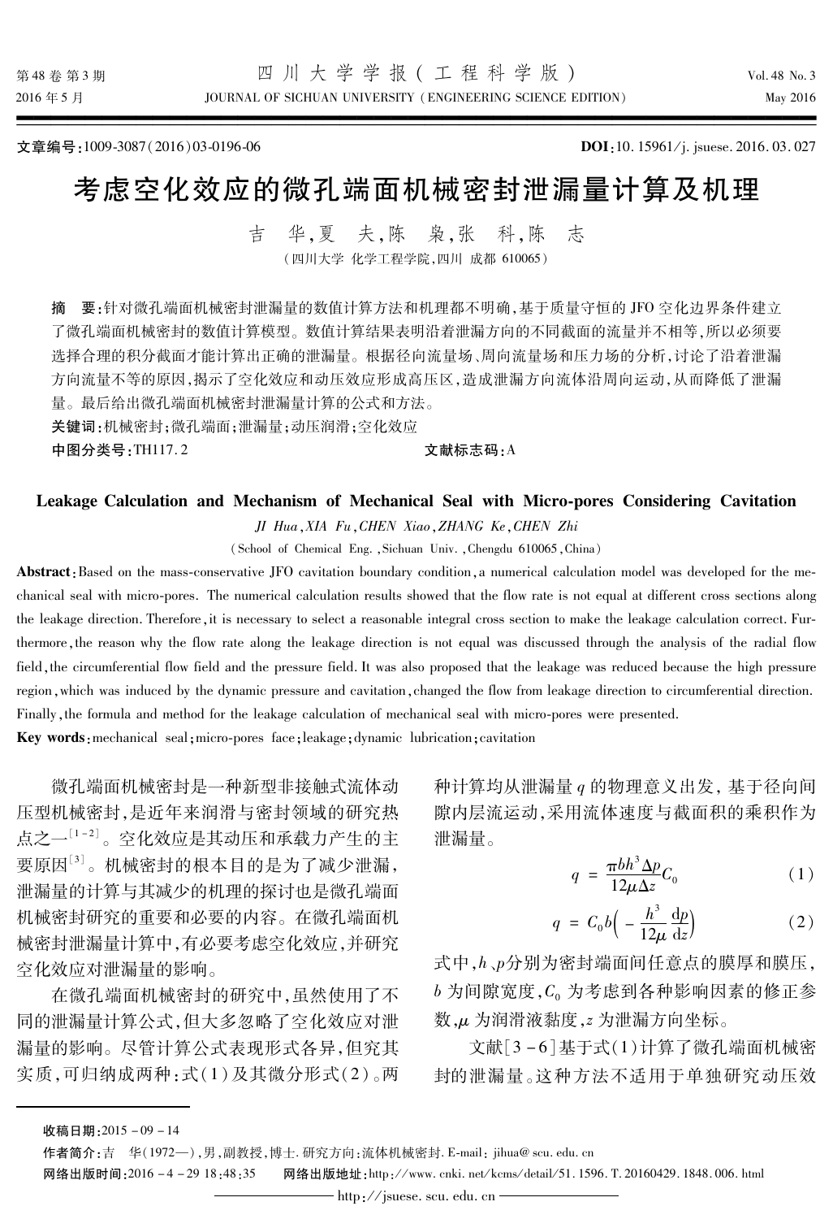文章编号:1009-3087(2016)03-0196-06 　　DOI:10.15961/j.jsuese.2016.03.027

# 考虑空化效应的微孔端面机械密封泄漏量计算及机理

吉 华,夏 夫,陈 枭,张 科,陈 志

(四川大学 化学工程学院,四川 成都 610065)

**摘 要**:针对微孔端面机械密封泄漏量的数值计算方法和机理都不明确,基于质量守恒的 JFO 空化边界条件建立了微孔端面机械密封的数值计算模型。数值计算结果表明沿着泄漏方向的不同截面的流量并不相等,所以必须要选择合理的积分截面才能计算出正确的泄漏量。根据径向流量场、周向流量场和压力场的分析,讨论了沿着泄漏方向流量不等的原因,揭示了空化效应和动压效应形成高压区,造成泄漏方向流体沿周向运动,从而降低了泄漏量。最后给出微孔端面机械密封泄漏量计算的公式和方法。

**关键词**:机械密封;微孔端面;泄漏量;动压润滑;空化效应

**中图分类号**:TH117.2 　　**文献标志码**:A

## Leakage Calculation and Mechanism of Mechanical Seal with Micro-pores Considering Cavitation

*JI Hua, XIA Fu, CHEN Xiao, ZHANG Ke, CHEN Zhi*

(School of Chemical Eng., Sichuan Univ., Chengdu 610065, China)

**Abstract**: Based on the mass-conservative JFO cavitation boundary condition, a numerical calculation model was developed for the mechanical seal with micro-pores. The numerical calculation results showed that the flow rate is not equal at different cross sections along the leakage direction. Therefore, it is necessary to select a reasonable integral cross section to make the leakage calculation correct. Furthermore, the reason why the flow rate along the leakage direction is not equal was discussed through the analysis of the radial flow field, the circumferential flow field and the pressure field. It was also proposed that the leakage was reduced because the high pressure region, which was induced by the dynamic pressure and cavitation, changed the flow from leakage direction to circumferential direction. Finally, the formula and method for the leakage calculation of mechanical seal with micro-pores were presented.

**Key words**: mechanical seal; micro-pores face; leakage; dynamic lubrication; cavitation

微孔端面机械密封是一种新型非接触式流体动压型机械密封,是近年来润滑与密封领域的研究热点之一[1-2]。空化效应是其动压和承载力产生的主要原因[3]。机械密封的根本目的是为了减少泄漏,泄漏量的计算与其减少的机理的探讨也是微孔端面机械密封研究的重要和必要的内容。在微孔端面机械密封泄漏量计算中,有必要考虑空化效应,并研究空化效应对泄漏量的影响。

在微孔端面机械密封的研究中,虽然使用了不同的泄漏量计算公式,但大多忽略了空化效应对泄漏量的影响。尽管计算公式表现形式各异,但究其实质,可归纳成两种:式(1)及其微分形式(2)。两种计算均从泄漏量 $q$ 的物理意义出发,基于径向间隙内层流运动,采用流体速度与截面积的乘积作为泄漏量。

$$q = \frac{\pi b h^3 \Delta p}{12\mu \Delta z} C_0 \tag{1}$$

$$q = C_0 b\left(-\frac{h^3}{12\mu}\frac{\mathrm{d}p}{\mathrm{d}z}\right) \tag{2}$$

式中,$h$、$p$分别为密封端面间任意点的膜厚和膜压,$b$ 为间隙宽度,$C_0$ 为考虑到各种影响因素的修正参数,$\mu$ 为润滑液黏度,$z$ 为泄漏方向坐标。

文献[3-6]基于式(1)计算了微孔端面机械密封的泄漏量。这种方法不适用于单独研究动压效

收稿日期:2015-09-14

作者简介:吉 华(1972—),男,副教授,博士. 研究方向:流体机械密封. E-mail: jihua@scu.edu.cn

网络出版时间:2016-4-29 18:48:35 　　网络出版地址:http://www.cnki.net/kcms/detail/51.1596.T.20160429.1848.006.html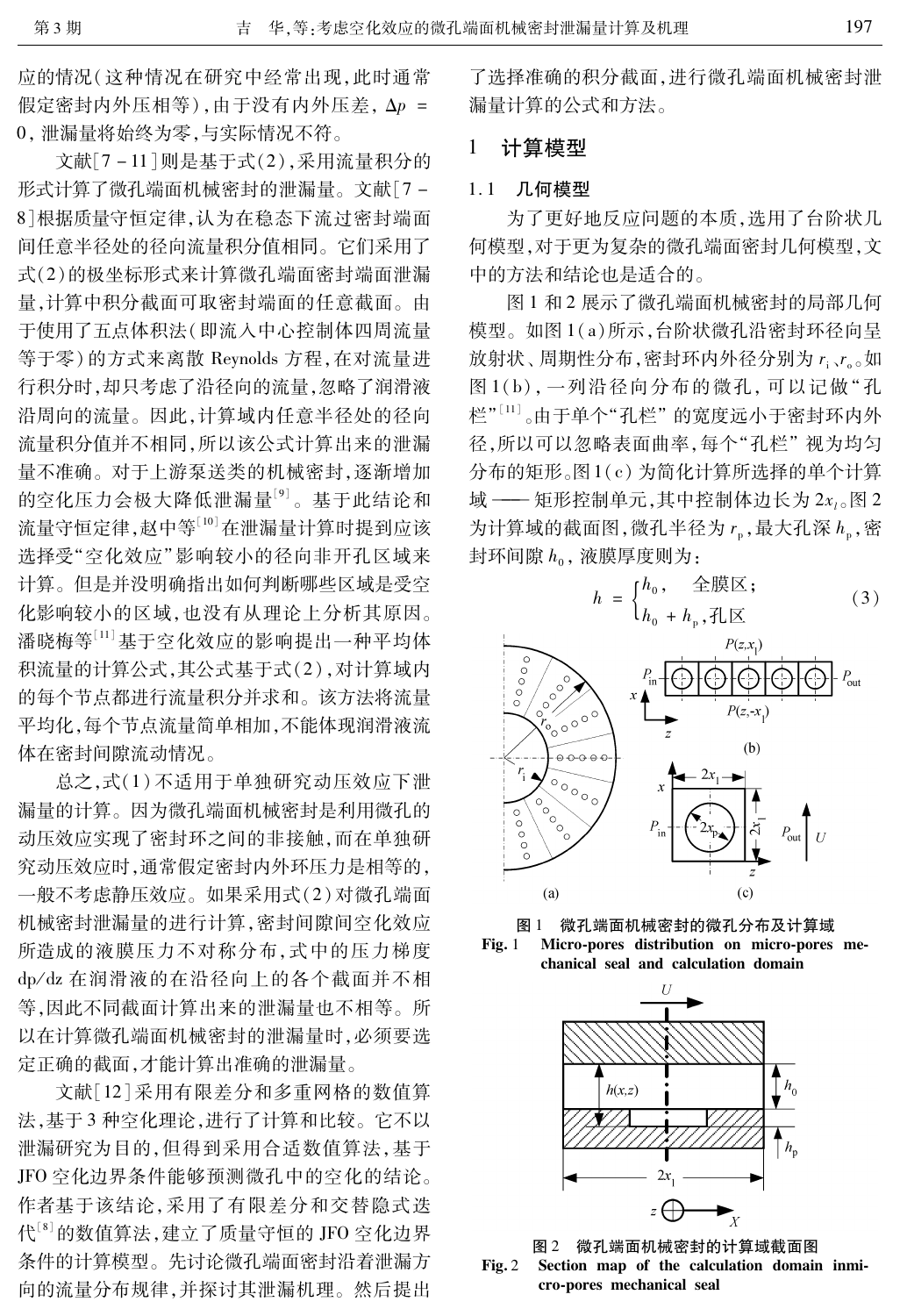应的情况（这种情况在研究中经常出现，此时通常假定密封内外压相等），由于没有内外压差，$\Delta p = 0$，泄漏量将始终为零，与实际情况不符。

文献[7－11]则是基于式(2)，采用流量积分的形式计算了微孔端面机械密封的泄漏量。文献[7－8]根据质量守恒定律，认为在稳态下流过密封端面间任意半径处的径向流量积分值相同。它们采用了式(2)的极坐标形式来计算微孔端面密封端面泄漏量，计算中积分截面可取密封端面的任意截面。由于使用了五点体积法（即流入中心控制体四周流量等于零）的方式来离散 Reynolds 方程，在对流量进行积分时，却只考虑了沿径向的流量，忽略了润滑液沿周向的流量。因此，计算域内任意半径处的径向流量积分值并不相同，所以该公式计算出来的泄漏量不准确。对于上游泵送类的机械密封，逐渐增加的空化压力会极大降低泄漏量[9]。基于此结论和流量守恒定律，赵中等[10]在泄漏量计算时提到应该选择受“空化效应”影响较小的径向非开孔区域来计算。但是并没明确指出如何判断哪些区域是受空化影响较小的区域，也没有从理论上分析其原因。潘晓梅等[11]基于空化效应的影响提出一种平均体积流量的计算公式，其公式基于式(2)，对计算域内的每个节点都进行流量积分并求和。该方法将流量平均化，每个节点流量简单相加，不能体现润滑液流体在密封间隙流动情况。

总之，式(1)不适用于单独研究动压效应下泄漏量的计算。因为微孔端面机械密封是利用微孔的动压效应实现了密封环之间的非接触，而在单独研究动压效应时，通常假定密封内外环压力是相等的，一般不考虑静压效应。如果采用式(2)对微孔端面机械密封泄漏量的进行计算，密封间隙间空化效应所造成的液膜压力不对称分布，式中的压力梯度 $dp/dz$ 在润滑液的在沿径向上的各个截面并不相等，因此不同截面计算出来的泄漏量也不相等。所以在计算微孔端面机械密封的泄漏量时，必须要选定正确的截面，才能计算出准确的泄漏量。

文献[12]采用有限差分和多重网格的数值算法，基于3种空化理论，进行了计算和比较。它不以泄漏研究为目的，但得到采用合适数值算法，基于JFO空化边界条件能够预测微孔中的空化的结论。作者基于该结论，采用了有限差分和交替隐式迭代[8]的数值算法，建立了质量守恒的JFO空化边界条件的计算模型。先讨论微孔端面密封沿着泄漏方向的流量分布规律，并探讨其泄漏机理。然后提出了选择准确的积分截面，进行微孔端面机械密封泄漏量计算的公式和方法。

## 1 计算模型

### 1.1 几何模型

为了更好地反应问题的本质，选用了台阶状几何模型，对于更为复杂的微孔端面密封几何模型，文中的方法和结论也是适合的。

图1和2展示了微孔端面机械密封的局部几何模型。如图1(a)所示，台阶状微孔沿密封环径向呈放射状、周期性分布，密封环内外径分别为 $r_i$、$r_o$。如图1(b)，一列沿径向分布的微孔，可以记做“孔栏”[11]。由于单个“孔栏”的宽度远小于密封环内外径，所以可以忽略表面曲率，每个“孔栏”视为均匀分布的矩形。图1(c)为简化计算所选择的单个计算域——矩形控制单元，其中控制体边长为 $2x_l$。图2为计算域的截面图，微孔半径为 $r_p$，最大孔深 $h_p$，密封环间隙 $h_0$，液膜厚度则为：

$$h = \begin{cases} h_0, & \text{全膜区;} \\ h_0 + h_p, & \text{孔区} \end{cases} \tag{3}$$

图1 微孔端面机械密封的微孔分布及计算域

Fig. 1 Micro-pores distribution on micro-pores mechanical seal and calculation domain

图2 微孔端面机械密封的计算域截面图

Fig. 2 Section map of the calculation domain inmicro-pores mechanical seal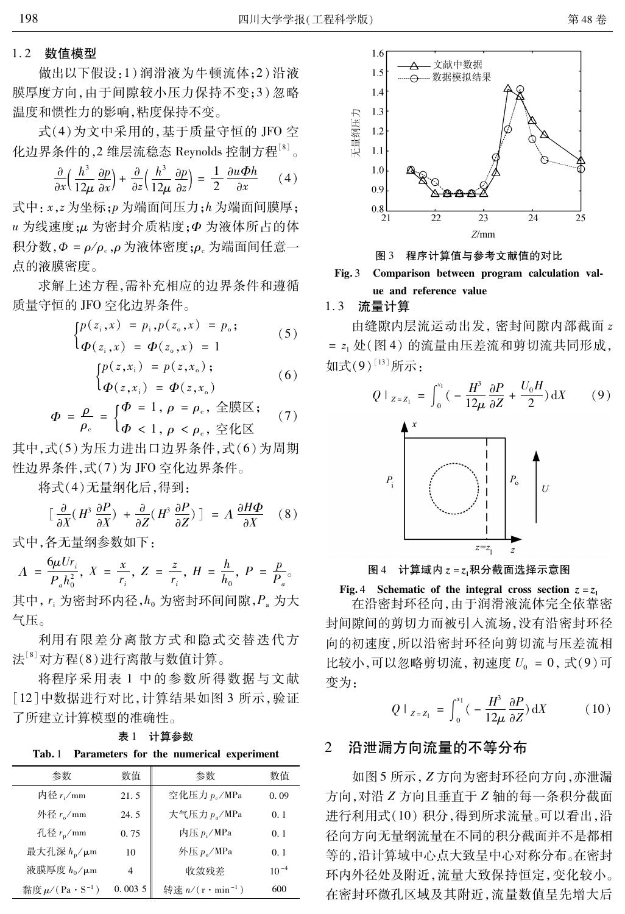## 1.2 数值模型

做出以下假设：1）润滑液为牛顿流体；2）沿液膜厚度方向，由于间隙较小压力保持不变；3）忽略温度和惯性力的影响，粘度保持不变。

式(4)为文中采用的，基于质量守恒的 JFO 空化边界条件的，2 维层流稳态 Reynolds 控制方程[8]。

$$\frac{\partial}{\partial x}\left(\frac{h^3}{12\mu}\frac{\partial p}{\partial x}\right)+\frac{\partial}{\partial z}\left(\frac{h^3}{12\mu}\frac{\partial p}{\partial z}\right)=\frac{1}{2}\frac{\partial u\Phi h}{\partial x} \tag{4}$$

式中：$x$，$z$ 为坐标；$p$ 为端面间压力；$h$ 为端面间膜厚；$u$ 为线速度；$\mu$ 为密封介质粘度；$\Phi$ 为液体所占的体积分数，$\Phi=\rho/\rho_c$，$\rho$ 为液体密度；$\rho_c$ 为端面间任意一点的液膜密度。

求解上述方程，需补充相应的边界条件和遵循质量守恒的 JFO 空化边界条件。

$$\begin{cases}p(z_i,x)=p_i,p(z_o,x)=p_o;\\ \Phi(z_i,x)=\Phi(z_o,x)=1\end{cases} \tag{5}$$

$$\begin{cases}p(z,x_i)=p(z,x_o);\\ \Phi(z,x_i)=\Phi(z,x_o)\end{cases} \tag{6}$$

$$\Phi=\frac{\rho}{\rho_c}=\begin{cases}\Phi=1,\ \rho=\rho_c，全膜区;\\ \Phi<1,\ \rho<\rho_c，空化区\end{cases} \tag{7}$$

其中，式(5)为压力进出口边界条件，式(6)为周期性边界条件，式(7)为 JFO 空化边界条件。

将式(4)无量纲化后，得到：

$$\left[\frac{\partial}{\partial X}\left(H^3\frac{\partial P}{\partial X}\right)+\frac{\partial}{\partial Z}\left(H^3\frac{\partial P}{\partial Z}\right)\right]=\Lambda\frac{\partial H\Phi}{\partial X} \tag{8}$$

式中，各无量纲参数如下：

$$\Lambda=\frac{6\mu U r_i}{P_a h_0^2},\ X=\frac{x}{r_i},\ Z=\frac{z}{r_i},\ H=\frac{h}{h_0},\ P=\frac{p}{P_a}。$$

其中，$r_i$ 为密封环内径，$h_0$ 为密封环间间隙，$P_a$ 为大气压。

利用有限差分离散方式和隐式交替迭代方法[8]对方程(8)进行离散与数值计算。

将程序采用表 1 中的参数所得数据与文献[12]中数据进行对比，计算结果如图 3 所示，验证了所建立计算模型的准确性。

表 1 计算参数

Tab. 1 Parameters for the numerical experiment

| 参数 | 数值 | 参数 | 数值 |
|---|---|---|---|
| 内径 $r_i$/mm | 21.5 | 空化压力 $p_c$/MPa | 0.09 |
| 外径 $r_o$/mm | 24.5 | 大气压力 $p_a$/MPa | 0.1 |
| 孔径 $r_p$/mm | 0.75 | 内压 $p_i$/MPa | 0.1 |
| 最大孔深 $h_p$/μm | 10 | 外压 $p_o$/MPa | 0.1 |
| 液膜厚度 $h_0$/μm | 4 | 收敛残差 | $10^{-4}$ |
| 黏度 $\mu$/(Pa·S$^{-1}$) | 0.003 5 | 转速 $n$/(r·min$^{-1}$) | 600 |

图 3 程序计算值与参考文献值的对比

Fig. 3 Comparison between program calculation value and reference value

## 1.3 流量计算

由缝隙内层流运动出发，密封间隙内部截面 $z=z_1$ 处(图 4)的流量由压差流和剪切流共同形成，如式(9)[13]所示：

$$Q\big|_{Z=Z_1}=\int_0^{x_1}\left(-\frac{H^3}{12\mu}\frac{\partial P}{\partial Z}+\frac{U_0 H}{2}\right)\mathrm{d}X \tag{9}$$

图 4 计算域内 $z=z_1$ 积分截面选择示意图

Fig. 4 Schematic of the integral cross section $z=z_1$

在沿密封环径向，由于润滑液流体完全依靠密封间隙间的剪切力而被引入流场，没有沿密封环径向的初速度，所以沿密封环径向剪切流与压差流相比较小，可以忽略剪切流，初速度 $U_0=0$，式(9)可变为：

$$Q\big|_{Z=Z_1}=\int_0^{x_1}\left(-\frac{H^3}{12\mu}\frac{\partial P}{\partial Z}\right)\mathrm{d}X \tag{10}$$

# 2 沿泄漏方向流量的不等分布

如图 5 所示，$Z$ 方向为密封环径向方向，亦泄漏方向，对沿 $Z$ 方向且垂直于 $Z$ 轴的每一条积分截面进行利用式(10)积分，得到所求流量。可以看出，沿径向方向无量纲流量在不同的积分截面并不是都相等的，沿计算域中心点大致呈中心对称分布。在密封环内外径处及附近，流量大致保持恒定，变化较小。在密封环微孔区域及其附近，流量数值呈先增大后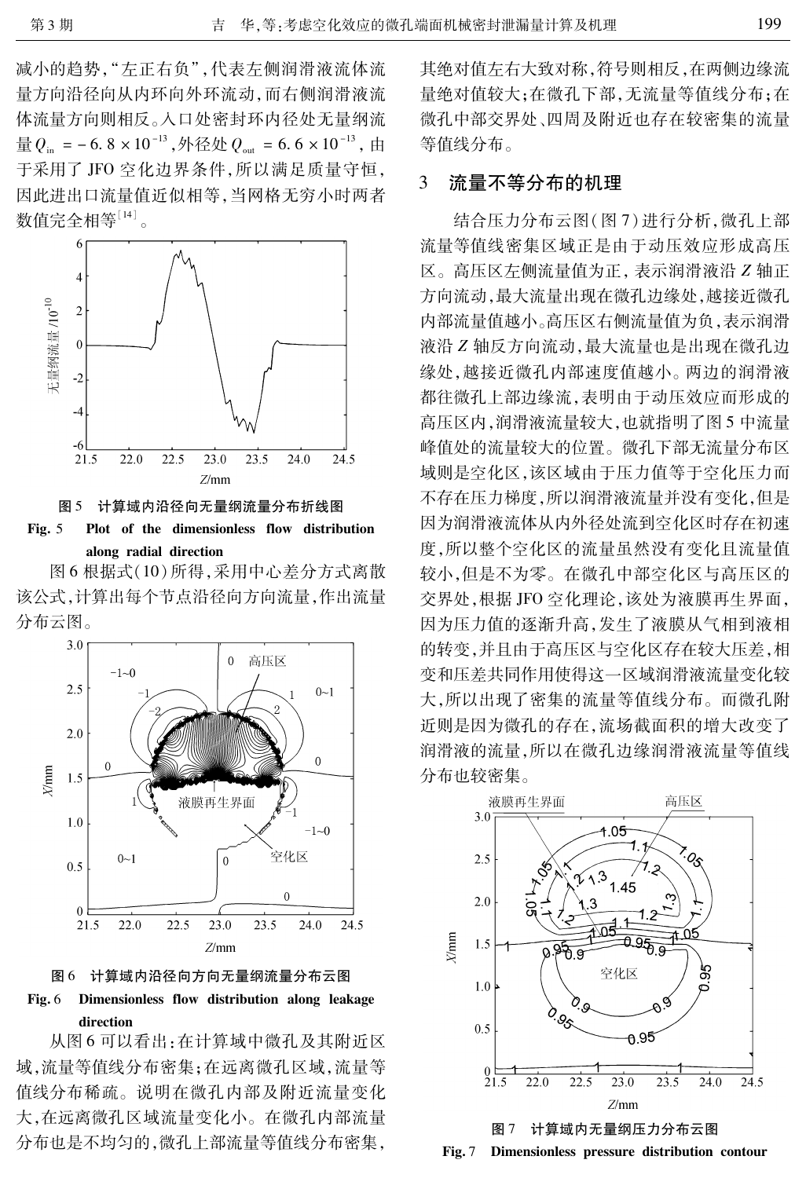减小的趋势，“左正右负”，代表左侧润滑液流体流量方向沿径向从内环向外环流动，而右侧润滑液流体流量方向则相反。入口处密封环内径处无量纲流量 $Q_{in} = -6.8 \times 10^{-13}$，外径处 $Q_{out} = 6.6 \times 10^{-13}$，由于采用了 JFO 空化边界条件，所以满足质量守恒，因此进出口流量值近似相等，当网格无穷小时两者数值完全相等[14]。

图 5　计算域内沿径向无量纲流量分布折线图

**Fig. 5　Plot of the dimensionless flow distribution along radial direction**

图 6 根据式(10)所得，采用中心差分方式离散该公式，计算出每个节点沿径向方向流量，作出流量分布云图。

图 6　计算域内沿径向方向无量纲流量分布云图

**Fig. 6　Dimensionless flow distribution along leakage direction**

从图 6 可以看出：在计算域中微孔及其附近区域，流量等值线分布密集；在远离微孔区域，流量等值线分布稀疏。说明在微孔内部及附近流量变化大，在远离微孔区域流量变化小。在微孔内部流量分布也是不均匀的，微孔上部流量等值线分布密集，其绝对值左右大致对称，符号则相反，在两侧边缘流量绝对值较大；在微孔下部，无流量等值线分布；在微孔中部交界处、四周及附近也存在较密集的流量等值线分布。

## 3　流量不等分布的机理

结合压力分布云图（图 7）进行分析，微孔上部流量等值线密集区域正是由于动压效应形成高压区。高压区左侧流量值为正，表示润滑液沿 $Z$ 轴正方向流动，最大流量出现在微孔边缘处，越接近微孔内部流量值越小。高压区右侧流量值为负，表示润滑液沿 $Z$ 轴反方向流动，最大流量也是出现在微孔边缘处，越接近微孔内部速度值越小。两边的润滑液都往微孔上部边缘流，表明由于动压效应而形成的高压区内，润滑液流量较大，也就指明了图 5 中流量峰值处的流量较大的位置。微孔下部无流量分布区域则是空化区，该区域由于压力值等于空化压力而不存在压力梯度，所以润滑液流量并没有变化，但是因为润滑液流体从内外径处流到空化区时存在初速度，所以整个空化区的流量虽然没有变化且流量值较小，但是不为零。在微孔中部空化区与高压区的交界处，根据 JFO 空化理论，该处为液膜再生界面，因为压力值的逐渐升高，发生了液膜从气相到液相的转变，并且由于高压区与空化区存在较大压差，相变和压差共同作用使得这一区域润滑液流量变化较大，所以出现了密集的流量等值线分布。而微孔附近则是因为微孔的存在，流场截面积的增大改变了润滑液的流量，所以在微孔边缘润滑液流量等值线分布也较密集。

图 7　计算域内无量纲压力分布云图

**Fig. 7　Dimensionless pressure distribution contour**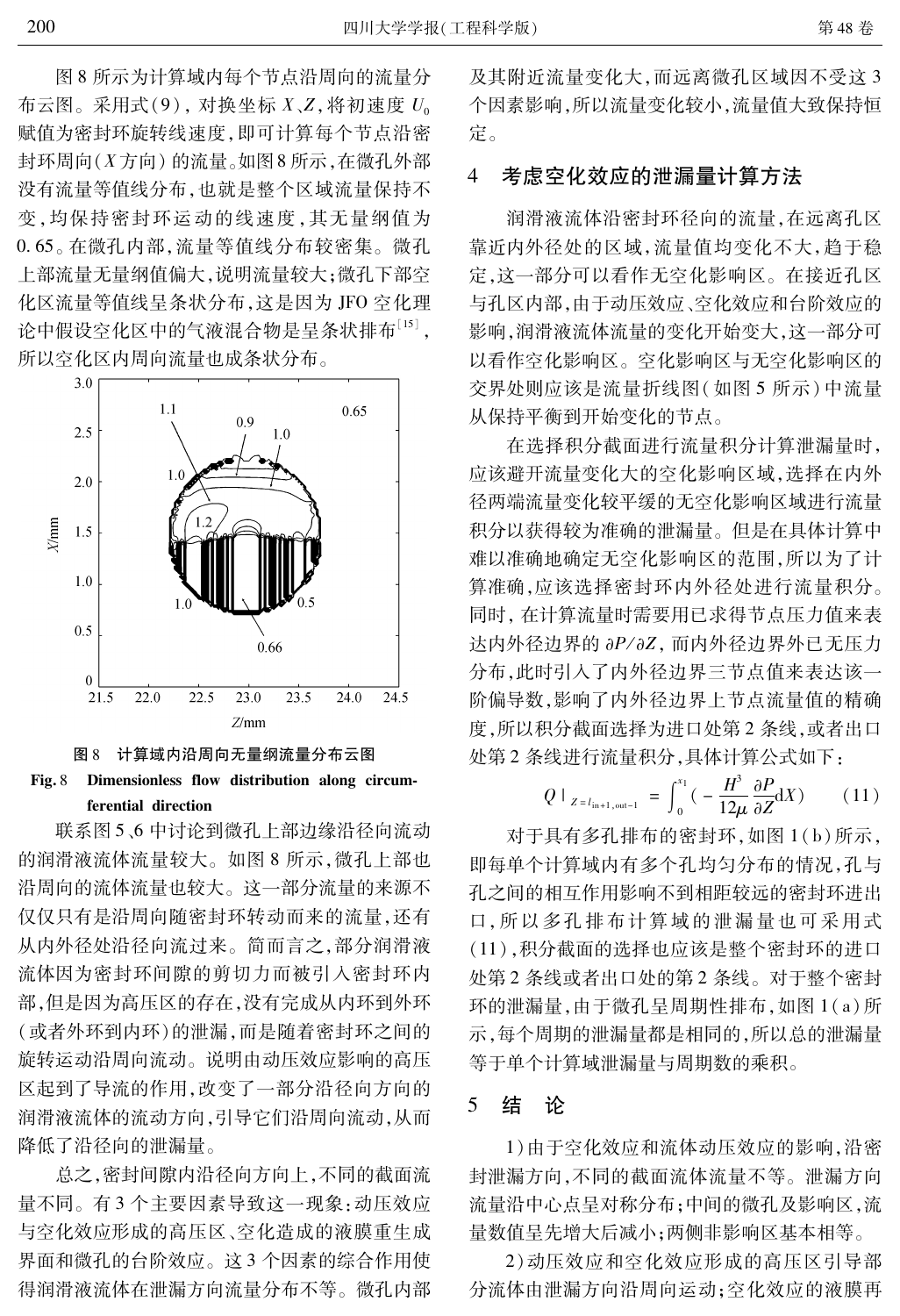图 8 所示为计算域内每个节点沿周向的流量分布云图。采用式(9)，对换坐标 $X$、$Z$，将初速度 $U_0$ 赋值为密封环旋转线速度，即可计算每个节点沿密封环周向($X$ 方向)的流量。如图 8 所示，在微孔外部没有流量等值线分布，也就是整个区域流量保持不变，均保持密封环运动的线速度，其无量纲值为 0.65。在微孔内部，流量等值线分布较密集。微孔上部流量无量纲值偏大，说明流量较大；微孔下部空化区流量等值线呈条状分布，这是因为 JFO 空化理论中假设空化区中的气液混合物是呈条状排布[15]，所以空化区内周向流量也成条状分布。

图 8 计算域内沿周向无量纲流量分布云图

Fig. 8 Dimensionless flow distribution along circumferential direction

联系图 5、6 中讨论到微孔上部边缘沿径向流动的润滑液流体流量较大。如图 8 所示，微孔上部也沿周向的流体流量也较大。这一部分流量的来源不仅仅只有是沿周向随密封环转动而来的流量，还有从内外径处沿径向流过来。简而言之，部分润滑液流体因为密封环间隙的剪切力而被引入密封环内部，但是因为高压区的存在，没有完成从内环到外环(或者外环到内环)的泄漏，而是随着密封环之间的旋转运动沿周向流动。说明由动压效应影响的高压区起到了导流的作用，改变了一部分沿径向方向的润滑液流体的流动方向，引导它们沿周向流动，从而降低了沿径向的泄漏量。

总之，密封间隙内沿径向方向上，不同的截面流量不同。有 3 个主要因素导致这一现象：动压效应与空化效应形成的高压区、空化造成的液膜重生成界面和微孔的台阶效应。这 3 个因素的综合作用使得润滑液流体在泄漏方向流量分布不等。微孔内部及其附近流量变化大，而远离微孔区域因不受这 3 个因素影响，所以流量变化较小，流量值大致保持恒定。

## 4 考虑空化效应的泄漏量计算方法

润滑液流体沿密封环径向的流量，在远离孔区靠近内外径处的区域，流量值均变化不大，趋于稳定，这一部分可以看作无空化影响区。在接近孔区与孔区内部，由于动压效应、空化效应和台阶效应的影响，润滑液流体流量的变化开始变大，这一部分可以看作空化影响区。空化影响区与无空化影响区的交界处则应该是流量折线图(如图 5 所示)中流量从保持平衡到开始变化的节点。

在选择积分截面进行流量积分计算泄漏量时，应该避开流量变化大的空化影响区域，选择在内外径两端流量变化较平缓的无空化影响区域进行流量积分以获得较为准确的泄漏量。但是在具体计算中难以准确地确定无空化影响区的范围，所以为了计算准确，应该选择密封环内外径处进行流量积分。同时，在计算流量时需要用已求得节点压力值来表达内外径边界的 $\partial P/\partial Z$，而内外径边界外已无压力分布，此时引入了内外径边界三节点值来表达该一阶偏导数，影响了内外径边界上节点流量值的精确度，所以积分截面选择为进口处第 2 条线，或者出口处第 2 条线进行流量积分，具体计算公式如下：

$$Q\mid_{Z=l_{\text{in}+1,\text{out}-1}} = \int_0^{x_1}\left(-\frac{H^3}{12\mu}\frac{\partial P}{\partial Z}\mathrm{d}X\right) \tag{11}$$

对于具有多孔排布的密封环，如图 1(b)所示，即每单个计算域内有多个孔均匀分布的情况，孔与孔之间的相互作用影响不到相距较远的密封环进出口，所以多孔排布计算域的泄漏量也可采用式(11)，积分截面的选择也应该是整个密封环的进口处第 2 条线或者出口处的第 2 条线。对于整个密封环的泄漏量，由于微孔呈周期性排布，如图 1(a)所示，每个周期的泄漏量都是相同的，所以总的泄漏量等于单个计算域泄漏量与周期数的乘积。

## 5 结 论

1)由于空化效应和流体动压效应的影响，沿密封泄漏方向，不同的截面流体流量不等。泄漏方向流量沿中心点呈对称分布；中间的微孔及影响区，流量数值呈先增大后减小；两侧非影响区基本相等。

2)动压效应和空化效应形成的高压区引导部分流体由泄漏方向沿周向运动；空化效应的液膜再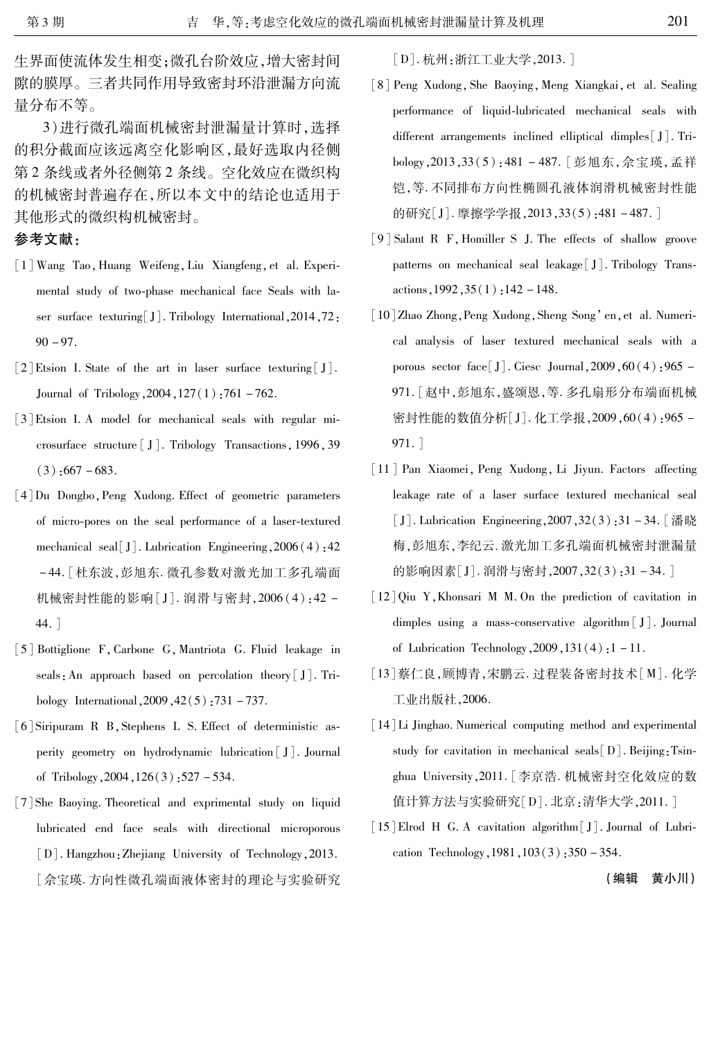生界面使流体发生相变;微孔台阶效应,增大密封间隙的膜厚。三者共同作用导致密封环沿泄漏方向流量分布不等。

3)进行微孔端面机械密封泄漏量计算时,选择的积分截面应该远离空化影响区,最好选取内径侧第2条线或者外径侧第2条线。空化效应在微织构的机械密封普遍存在,所以本文中的结论也适用于其他形式的微织构机械密封。

**参考文献:**

[1] Wang Tao, Huang Weifeng, Liu Xiangfeng, et al. Experimental study of two-phase mechanical face Seals with laser surface texturing[J]. Tribology International, 2014, 72: 90 – 97.

[2] Etsion I. State of the art in laser surface texturing[J]. Journal of Tribology, 2004, 127(1): 761 – 762.

[3] Etsion I. A model for mechanical seals with regular microsurface structure[J]. Tribology Transactions, 1996, 39(3): 667 – 683.

[4] Du Dongbo, Peng Xudong. Effect of geometric parameters of micro-pores on the seal performance of a laser-textured mechanical seal[J]. Lubrication Engineering, 2006(4): 42 – 44. [杜东波,彭旭东. 微孔参数对激光加工多孔端面机械密封性能的影响[J]. 润滑与密封, 2006(4): 42 – 44.]

[5] Bottiglione F, Carbone G, Mantriota G. Fluid leakage in seals: An approach based on percolation theory[J]. Tribology International, 2009, 42(5): 731 – 737.

[6] Siripuram R B, Stephens L S. Effect of deterministic asperity geometry on hydrodynamic lubrication[J]. Journal of Tribology, 2004, 126(3): 527 – 534.

[7] She Baoying. Theoretical and exprimental study on liquid lubricated end face seals with directional microporous [D]. Hangzhou: Zhejiang University of Technology, 2013. [佘宝瑛. 方向性微孔端面液体密封的理论与实验研究[D]. 杭州:浙江工业大学, 2013.]

[8] Peng Xudong, She Baoying, Meng Xiangkai, et al. Sealing performance of liquid-lubricated mechanical seals with different arrangements inclined elliptical dimples[J]. Tribology, 2013, 33(5): 481 – 487. [彭旭东,佘宝瑛,孟祥铠,等. 不同排布方向性椭圆孔液体润滑机械密封性能的研究[J]. 摩擦学学报, 2013, 33(5): 481 – 487.]

[9] Salant R F, Homiller S J. The effects of shallow groove patterns on mechanical seal leakage[J]. Tribology Transactions, 1992, 35(1): 142 – 148.

[10] Zhao Zhong, Peng Xudong, Sheng Song'en, et al. Numerical analysis of laser textured mechanical seals with a porous sector face[J]. Ciesc Journal, 2009, 60(4): 965 – 971. [赵中,彭旭东,盛颂恩,等. 多孔扇形分布端面机械密封性能的数值分析[J]. 化工学报, 2009, 60(4): 965 – 971.]

[11] Pan Xiaomei, Peng Xudong, Li Jiyun. Factors affecting leakage rate of a laser surface textured mechanical seal [J]. Lubrication Engineering, 2007, 32(3): 31 – 34. [潘晓梅,彭旭东,李纪云. 激光加工多孔端面机械密封泄漏量的影响因素[J]. 润滑与密封, 2007, 32(3): 31 – 34.]

[12] Qiu Y, Khonsari M M. On the prediction of cavitation in dimples using a mass-conservative algorithm[J]. Journal of Lubrication Technology, 2009, 131(4): 1 – 11.

[13] 蔡仁良,顾博青,宋鹏云. 过程装备密封技术[M]. 化学工业出版社, 2006.

[14] Li Jinghao. Numerical computing method and experimental study for cavitation in mechanical seals[D]. Beijing: Tsinghua University, 2011. [李京浩. 机械密封空化效应的数值计算方法与实验研究[D]. 北京:清华大学, 2011.]

[15] Elrod H G. A cavitation algorithm[J]. Journal of Lubrication Technology, 1981, 103(3): 350 – 354.

(编辑 黄小川)